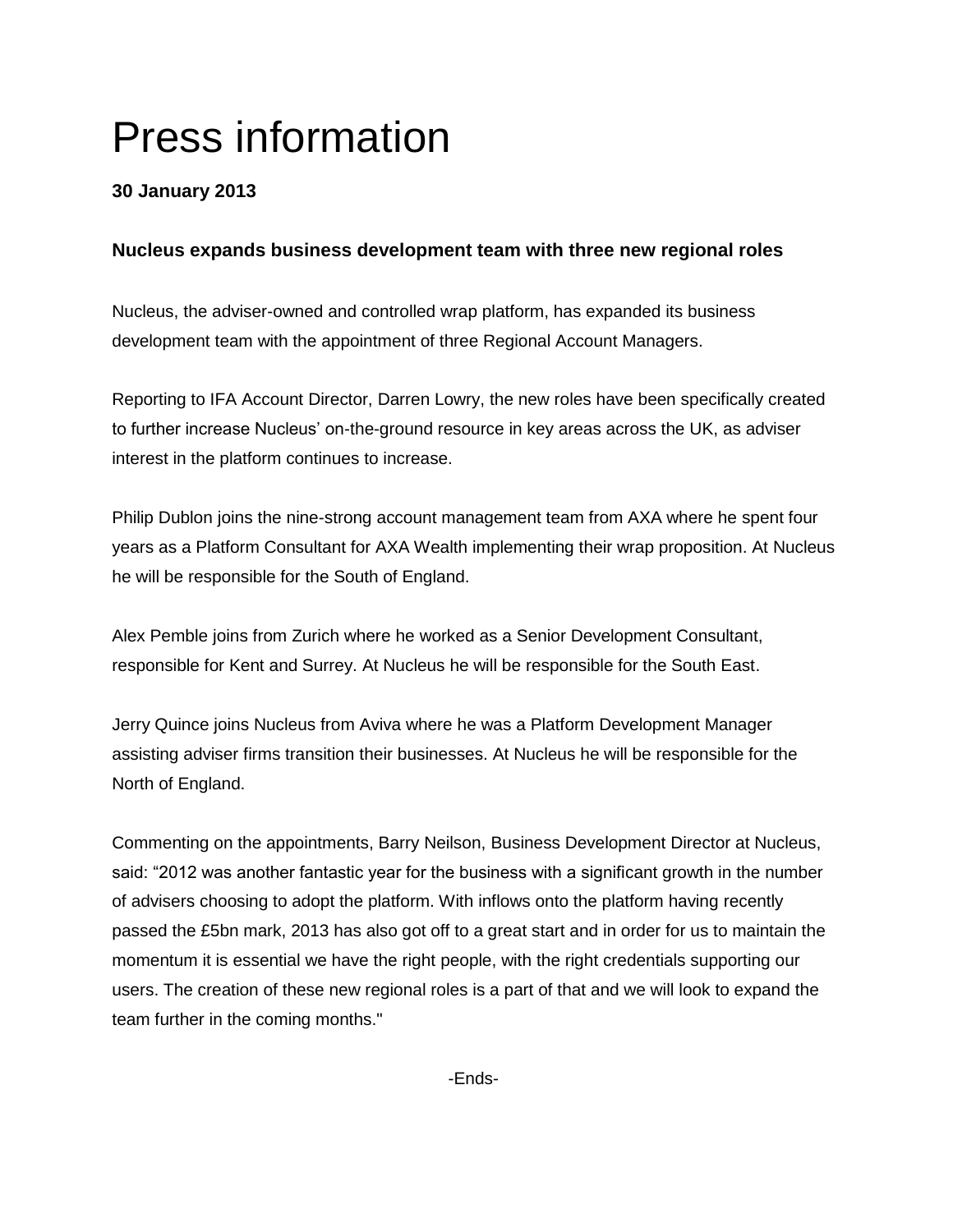# Press information

**30 January 2013**

**Nucleus expands business development team with three new regional roles**

Nucleus, the adviser-owned and controlled wrap platform, has expanded its business development team with the appointment of three Regional Account Managers.

Reporting to IFA Account Director, Darren Lowry, the new roles have been specifically created to further increase Nucleus' on-the-ground resource in key areas across the UK, as adviser interest in the platform continues to increase.

Philip Dublon joins the nine-strong account management team from AXA where he spent four years as a Platform Consultant for AXA Wealth implementing their wrap proposition. At Nucleus he will be responsible for the South of England.

Alex Pemble joins from Zurich where he worked as a Senior Development Consultant, responsible for Kent and Surrey. At Nucleus he will be responsible for the South East.

Jerry Quince joins Nucleus from Aviva where he was a Platform Development Manager assisting adviser firms transition their businesses. At Nucleus he will be responsible for the North of England.

Commenting on the appointments, Barry Neilson, Business Development Director at Nucleus, said: "2012 was another fantastic year for the business with a significant growth in the number of advisers choosing to adopt the platform. With inflows onto the platform having recently passed the £5bn mark, 2013 has also got off to a great start and in order for us to maintain the momentum it is essential we have the right people, with the right credentials supporting our users. The creation of these new regional roles is a part of that and we will look to expand the team further in the coming months."

-Ends-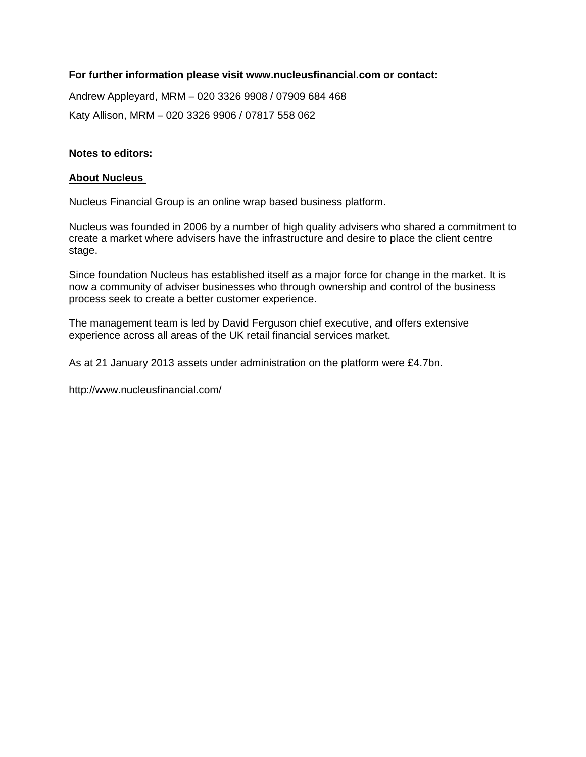**For further information please visit www.nucleusfinancial.com or contact:**

Andrew Appleyard, MRM – 020 3326 9908 / 07909 684 468

Katy Allison, MRM – 020 3326 9906 / 07817 558 062

**Notes to editors:**

**About Nucleus**

Nucleus Financial Group is an online wrap based business platform.

Nucleus was founded in 2006 by a number of high quality advisers who shared a commitment to create a market where advisers have the infrastructure and desire to place the client centre stage.

Since foundation Nucleus has established itself as a major force for change in the market. It is now a community of adviser businesses who through ownership and control of the business process seek to create a better customer experience.

The management team is led by David Ferguson chief executive, and offers extensive experience across all areas of the UK retail financial services market.

As at 21 January 2013 assets under administration on the platform were £4.7bn.

http://www.nucleusfinancial.com/